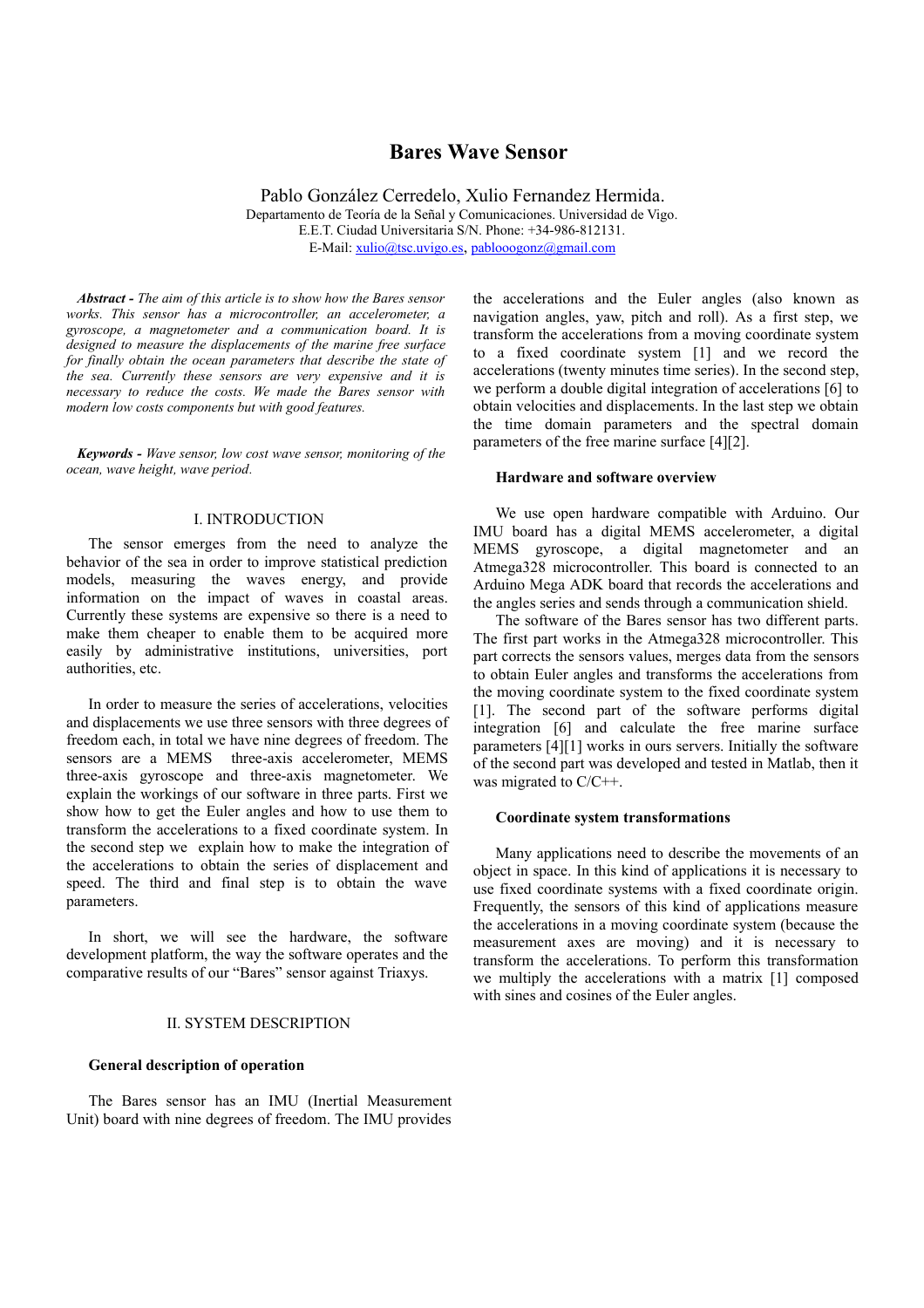# Bares Wave Sensor

Pablo González Cerredelo, Xulio Fernandez Hermida.
Departamento de Teoría de la Señal y Comunicaciones. Universidad de Vigo.
E.E.T. Ciudad Universitaria S/N. Phone: +34-986-812131.
E-Mail: xulio@tsc.uvigo.es, pablooogonz@gmail.com

***Abstract -*** *The aim of this article is to show how the Bares sensor works. This sensor has a microcontroller, an accelerometer, a gyroscope, a magnetometer and a communication board. It is designed to measure the displacements of the marine free surface for finally obtain the ocean parameters that describe the state of the sea. Currently these sensors are very expensive and it is necessary to reduce the costs. We made the Bares sensor with modern low costs components but with good features.*

***Keywords -*** *Wave sensor, low cost wave sensor, monitoring of the ocean, wave height, wave period.*

## I. INTRODUCTION

The sensor emerges from the need to analyze the behavior of the sea in order to improve statistical prediction models, measuring the waves energy, and provide information on the impact of waves in coastal areas. Currently these systems are expensive so there is a need to make them cheaper to enable them to be acquired more easily by administrative institutions, universities, port authorities, etc.

In order to measure the series of accelerations, velocities and displacements we use three sensors with three degrees of freedom each, in total we have nine degrees of freedom. The sensors are a MEMS three-axis accelerometer, MEMS three-axis gyroscope and three-axis magnetometer. We explain the workings of our software in three parts. First we show how to get the Euler angles and how to use them to transform the accelerations to a fixed coordinate system. In the second step we explain how to make the integration of the accelerations to obtain the series of displacement and speed. The third and final step is to obtain the wave parameters.

In short, we will see the hardware, the software development platform, the way the software operates and the comparative results of our "Bares" sensor against Triaxys.

## II. SYSTEM DESCRIPTION

### General description of operation

The Bares sensor has an IMU (Inertial Measurement Unit) board with nine degrees of freedom. The IMU provides the accelerations and the Euler angles (also known as navigation angles, yaw, pitch and roll). As a first step, we transform the accelerations from a moving coordinate system to a fixed coordinate system [1] and we record the accelerations (twenty minutes time series). In the second step, we perform a double digital integration of accelerations [6] to obtain velocities and displacements. In the last step we obtain the time domain parameters and the spectral domain parameters of the free marine surface [4][2].

### Hardware and software overview

We use open hardware compatible with Arduino. Our IMU board has a digital MEMS accelerometer, a digital MEMS gyroscope, a digital magnetometer and an Atmega328 microcontroller. This board is connected to an Arduino Mega ADK board that records the accelerations and the angles series and sends through a communication shield.

The software of the Bares sensor has two different parts. The first part works in the Atmega328 microcontroller. This part corrects the sensors values, merges data from the sensors to obtain Euler angles and transforms the accelerations from the moving coordinate system to the fixed coordinate system [1]. The second part of the software performs digital integration [6] and calculate the free marine surface parameters [4][1] works in ours servers. Initially the software of the second part was developed and tested in Matlab, then it was migrated to C/C++.

### Coordinate system transformations

Many applications need to describe the movements of an object in space. In this kind of applications it is necessary to use fixed coordinate systems with a fixed coordinate origin. Frequently, the sensors of this kind of applications measure the accelerations in a moving coordinate system (because the measurement axes are moving) and it is necessary to transform the accelerations. To perform this transformation we multiply the accelerations with a matrix [1] composed with sines and cosines of the Euler angles.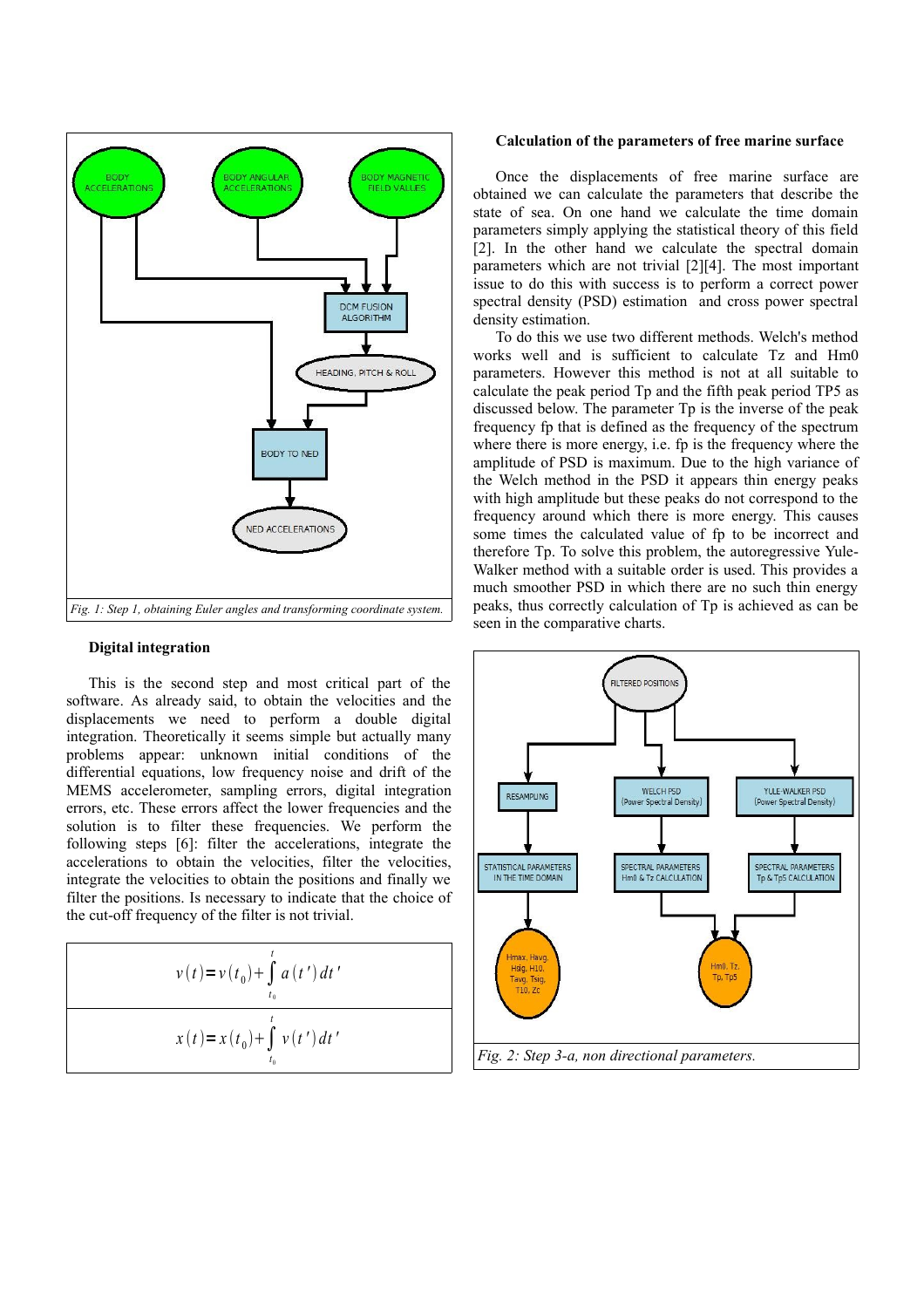*Fig. 1: Step 1, obtaining Euler angles and transforming coordinate system.*

### Digital integration

This is the second step and most critical part of the software. As already said, to obtain the velocities and the displacements we need to perform a double digital integration. Theoretically it seems simple but actually many problems appear: unknown initial conditions of the differential equations, low frequency noise and drift of the MEMS accelerometer, sampling errors, digital integration errors, etc. These errors affect the lower frequencies and the solution is to filter these frequencies. We perform the following steps [6]: filter the accelerations, integrate the accelerations to obtain the velocities, filter the velocities, integrate the velocities to obtain the positions and finally we filter the positions. Is necessary to indicate that the choice of the cut-off frequency of the filter is not trivial.

$$v(t) = v(t_0) + \int_{t_0}^{t} a(t')\,dt'$$

$$x(t) = x(t_0) + \int_{t_0}^{t} v(t')\,dt'$$

### Calculation of the parameters of free marine surface

Once the displacements of free marine surface are obtained we can calculate the parameters that describe the state of sea. On one hand we calculate the time domain parameters simply applying the statistical theory of this field [2]. In the other hand we calculate the spectral domain parameters which are not trivial [2][4]. The most important issue to do this with success is to perform a correct power spectral density (PSD) estimation and cross power spectral density estimation.

To do this we use two different methods. Welch's method works well and is sufficient to calculate Tz and Hm0 parameters. However this method is not at all suitable to calculate the peak period Tp and the fifth peak period TP5 as discussed below. The parameter Tp is the inverse of the peak frequency fp that is defined as the frequency of the spectrum where there is more energy, i.e. fp is the frequency where the amplitude of PSD is maximum. Due to the high variance of the Welch method in the PSD it appears thin energy peaks with high amplitude but these peaks do not correspond to the frequency around which there is more energy. This causes some times the calculated value of fp to be incorrect and therefore Tp. To solve this problem, the autoregressive Yule-Walker method with a suitable order is used. This provides a much smoother PSD in which there are no such thin energy peaks, thus correctly calculation of Tp is achieved as can be seen in the comparative charts.

*Fig. 2: Step 3-a, non directional parameters.*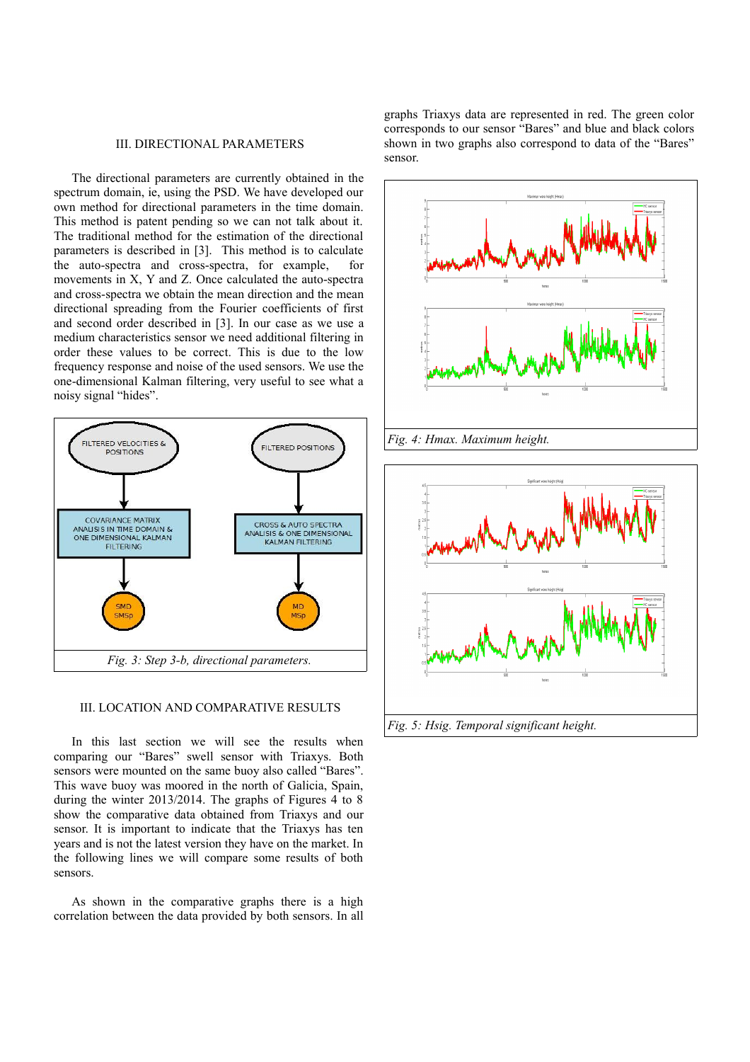## III. DIRECTIONAL PARAMETERS

The directional parameters are currently obtained in the spectrum domain, ie, using the PSD. We have developed our own method for directional parameters in the time domain. This method is patent pending so we can not talk about it. The traditional method for the estimation of the directional parameters is described in [3]. This method is to calculate the auto-spectra and cross-spectra, for example, for movements in X, Y and Z. Once calculated the auto-spectra and cross-spectra we obtain the mean direction and the mean directional spreading from the Fourier coefficients of first and second order described in [3]. In our case as we use a medium characteristics sensor we need additional filtering in order these values to be correct. This is due to the low frequency response and noise of the used sensors. We use the one-dimensional Kalman filtering, very useful to see what a noisy signal "hides".

Fig. 3: Step 3-b, directional parameters.

## III. LOCATION AND COMPARATIVE RESULTS

In this last section we will see the results when comparing our "Bares" swell sensor with Triaxys. Both sensors were mounted on the same buoy also called "Bares". This wave buoy was moored in the north of Galicia, Spain, during the winter 2013/2014. The graphs of Figures 4 to 8 show the comparative data obtained from Triaxys and our sensor. It is important to indicate that the Triaxys has ten years and is not the latest version they have on the market. In the following lines we will compare some results of both sensors.

As shown in the comparative graphs there is a high correlation between the data provided by both sensors. In all graphs Triaxys data are represented in red. The green color corresponds to our sensor "Bares" and blue and black colors shown in two graphs also correspond to data of the "Bares" sensor.

Fig. 4: Hmax. Maximum height.

Fig. 5: Hsig. Temporal significant height.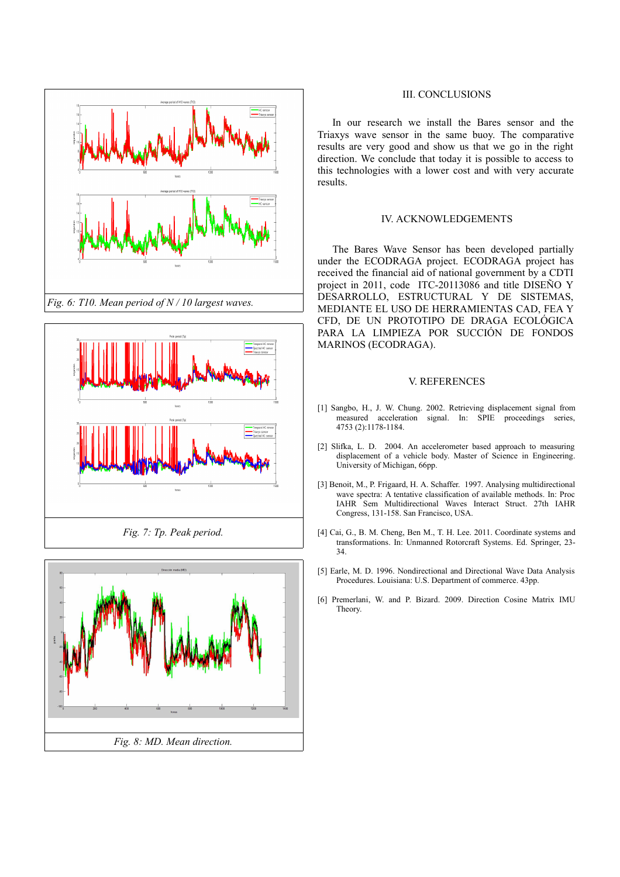Average period of H10 waves (T10)

HC sensor
Triaxys sensor

Average period of H10 waves (T10)

Triaxys sensor
HC sensor

*Fig. 6: T10. Mean period of N / 10 largest waves.*

Peak period (Tp)

Temporal HC sensor
Spectral HC sensor
Triaxys sensor

Peak period (Tp)

Temporal HC sensor
Triaxys sensor
Spectral HC sensor

*Fig. 7: Tp. Peak period.*

Dirección media (MD)

*Fig. 8: MD. Mean direction.*

## III. CONCLUSIONS

In our research we install the Bares sensor and the Triaxys wave sensor in the same buoy. The comparative results are very good and show us that we go in the right direction. We conclude that today it is possible to access to this technologies with a lower cost and with very accurate results.

## IV. ACKNOWLEDGEMENTS

The Bares Wave Sensor has been developed partially under the ECODRAGA project. ECODRAGA project has received the financial aid of national government by a CDTI project in 2011, code ITC-20113086 and title DISEÑO Y DESARROLLO, ESTRUCTURAL Y DE SISTEMAS, MEDIANTE EL USO DE HERRAMIENTAS CAD, FEA Y CFD, DE UN PROTOTIPO DE DRAGA ECOLÓGICA PARA LA LIMPIEZA POR SUCCIÓN DE FONDOS MARINOS (ECODRAGA).

## V. REFERENCES

[1] Sangbo, H., J. W. Chung. 2002. Retrieving displacement signal from measured acceleration signal. In: SPIE proceedings series, 4753 (2):1178-1184.

[2] Slifka, L. D. 2004. An accelerometer based approach to measuring displacement of a vehicle body. Master of Science in Engineering. University of Michigan, 66pp.

[3] Benoit, M., P. Frigaard, H. A. Schaffer. 1997. Analysing multidirectional wave spectra: A tentative classification of available methods. In: Proc IAHR Sem Multidirectional Waves Interact Struct. 27th IAHR Congress, 131-158. San Francisco, USA.

[4] Cai, G., B. M. Cheng, Ben M., T. H. Lee. 2011. Coordinate systems and transformations. In: Unmanned Rotorcraft Systems. Ed. Springer, 23-34.

[5] Earle, M. D. 1996. Nondirectional and Directional Wave Data Analysis Procedures. Louisiana: U.S. Department of commerce. 43pp.

[6] Premerlani, W. and P. Bizard. 2009. Direction Cosine Matrix IMU Theory.